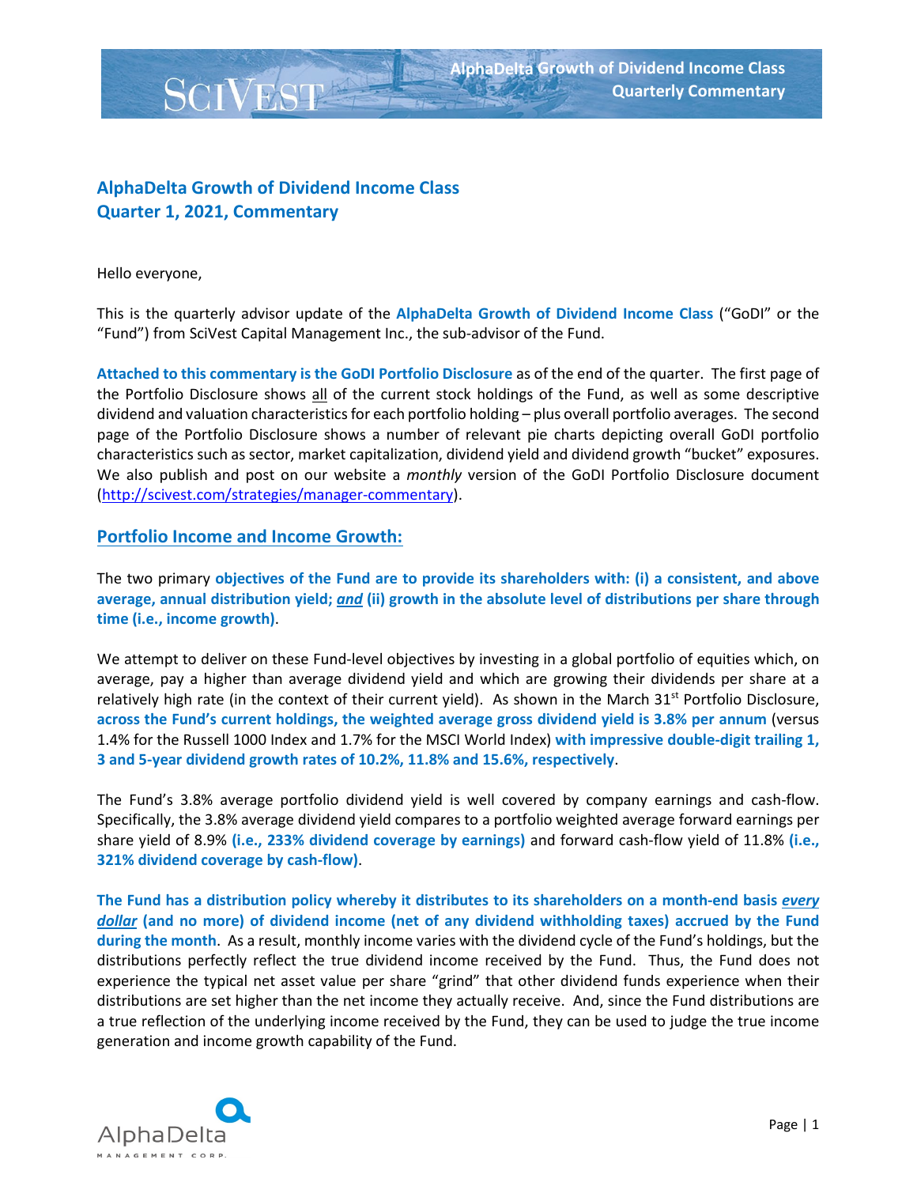# AlphaDelta Growth of Dividend Income Class
# Quarter 1, 2021, Commentary

Hello everyone,

This is the quarterly advisor update of the **AlphaDelta Growth of Dividend Income Class** ("GoDI" or the "Fund") from SciVest Capital Management Inc., the sub-advisor of the Fund.

**Attached to this commentary is the GoDI Portfolio Disclosure** as of the end of the quarter. The first page of the Portfolio Disclosure shows all of the current stock holdings of the Fund, as well as some descriptive dividend and valuation characteristics for each portfolio holding – plus overall portfolio averages. The second page of the Portfolio Disclosure shows a number of relevant pie charts depicting overall GoDI portfolio characteristics such as sector, market capitalization, dividend yield and dividend growth "bucket" exposures. We also publish and post on our website a *monthly* version of the GoDI Portfolio Disclosure document (http://scivest.com/strategies/manager-commentary).

## Portfolio Income and Income Growth:

The two primary **objectives of the Fund are to provide its shareholders with: (i) a consistent, and above average, annual distribution yield; *and* (ii) growth in the absolute level of distributions per share through time (i.e., income growth)**.

We attempt to deliver on these Fund-level objectives by investing in a global portfolio of equities which, on average, pay a higher than average dividend yield and which are growing their dividends per share at a relatively high rate (in the context of their current yield). As shown in the March 31st Portfolio Disclosure, **across the Fund's current holdings, the weighted average gross dividend yield is 3.8% per annum** (versus 1.4% for the Russell 1000 Index and 1.7% for the MSCI World Index) **with impressive double-digit trailing 1, 3 and 5-year dividend growth rates of 10.2%, 11.8% and 15.6%, respectively**.

The Fund's 3.8% average portfolio dividend yield is well covered by company earnings and cash-flow. Specifically, the 3.8% average dividend yield compares to a portfolio weighted average forward earnings per share yield of 8.9% **(i.e., 233% dividend coverage by earnings)** and forward cash-flow yield of 11.8% **(i.e., 321% dividend coverage by cash-flow)**.

**The Fund has a distribution policy whereby it distributes to its shareholders on a month-end basis *every dollar* (and no more) of dividend income (net of any dividend withholding taxes) accrued by the Fund during the month**. As a result, monthly income varies with the dividend cycle of the Fund's holdings, but the distributions perfectly reflect the true dividend income received by the Fund. Thus, the Fund does not experience the typical net asset value per share "grind" that other dividend funds experience when their distributions are set higher than the net income they actually receive. And, since the Fund distributions are a true reflection of the underlying income received by the Fund, they can be used to judge the true income generation and income growth capability of the Fund.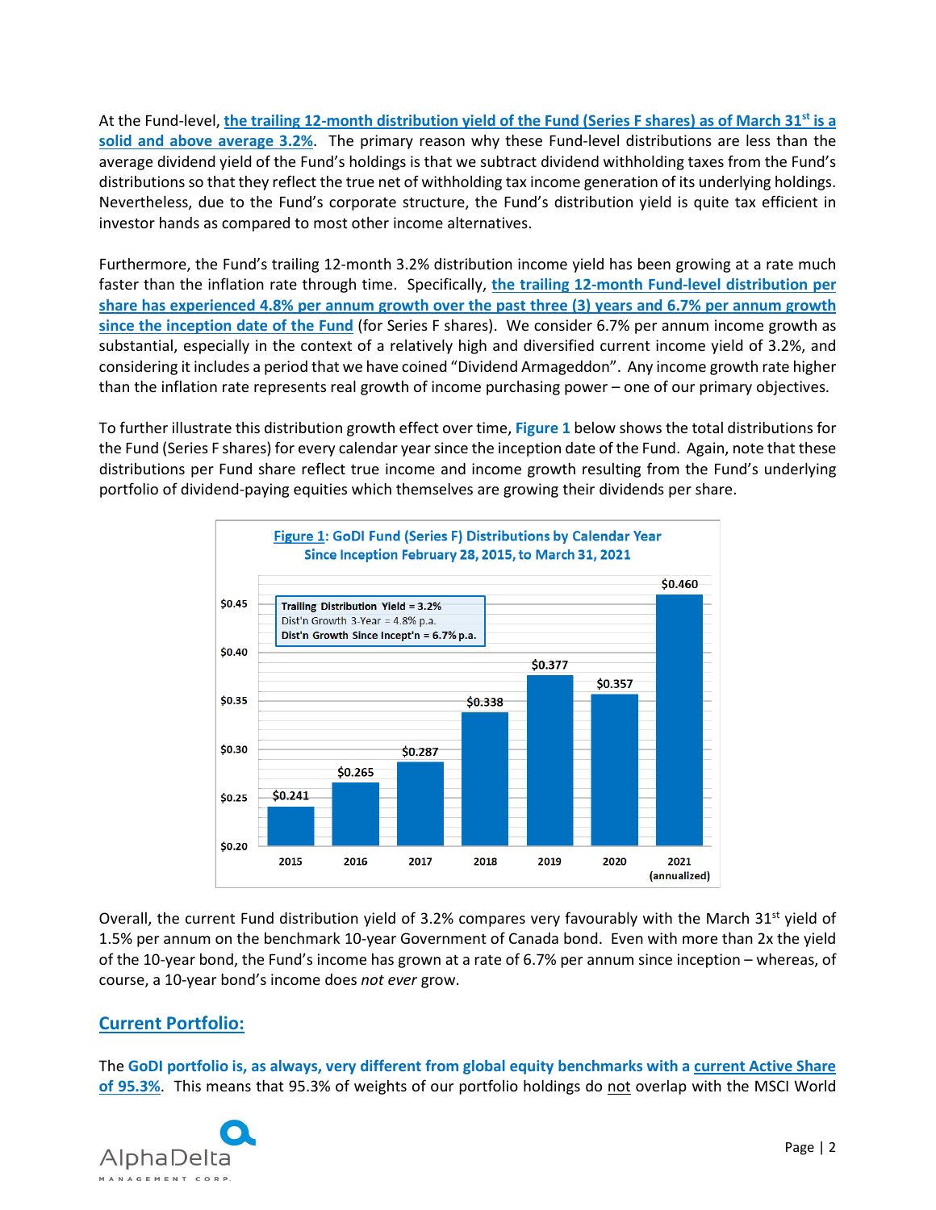At the Fund-level, **the trailing 12-month distribution yield of the Fund (Series F shares) as of March 31st is a solid and above average 3.2%**. The primary reason why these Fund-level distributions are less than the average dividend yield of the Fund's holdings is that we subtract dividend withholding taxes from the Fund's distributions so that they reflect the true net of withholding tax income generation of its underlying holdings. Nevertheless, due to the Fund's corporate structure, the Fund's distribution yield is quite tax efficient in investor hands as compared to most other income alternatives.

Furthermore, the Fund's trailing 12-month 3.2% distribution income yield has been growing at a rate much faster than the inflation rate through time. Specifically, **the trailing 12-month Fund-level distribution per share has experienced 4.8% per annum growth over the past three (3) years and 6.7% per annum growth since the inception date of the Fund** (for Series F shares). We consider 6.7% per annum income growth as substantial, especially in the context of a relatively high and diversified current income yield of 3.2%, and considering it includes a period that we have coined "Dividend Armageddon". Any income growth rate higher than the inflation rate represents real growth of income purchasing power – one of our primary objectives.

To further illustrate this distribution growth effect over time, **Figure 1** below shows the total distributions for the Fund (Series F shares) for every calendar year since the inception date of the Fund. Again, note that these distributions per Fund share reflect true income and income growth resulting from the Fund's underlying portfolio of dividend-paying equities which themselves are growing their dividends per share.

**Figure 1: GoDI Fund (Series F) Distributions by Calendar Year Since Inception February 28, 2015, to March 31, 2021**

| Year | Distribution |
|---|---|
| 2015 | $0.241 |
| 2016 | $0.265 |
| 2017 | $0.287 |
| 2018 | $0.338 |
| 2019 | $0.377 |
| 2020 | $0.357 |
| 2021 (annualized) | $0.460 |

**Trailing Distribution Yield = 3.2%**
Dist'n Growth 3-Year = 4.8% p.a.
**Dist'n Growth Since Incept'n = 6.7% p.a.**

Overall, the current Fund distribution yield of 3.2% compares very favourably with the March 31st yield of 1.5% per annum on the benchmark 10-year Government of Canada bond. Even with more than 2x the yield of the 10-year bond, the Fund's income has grown at a rate of 6.7% per annum since inception – whereas, of course, a 10-year bond's income does *not ever* grow.

## Current Portfolio:

The **GoDI portfolio is, as always, very different from global equity benchmarks with a current Active Share of 95.3%**. This means that 95.3% of weights of our portfolio holdings do not overlap with the MSCI World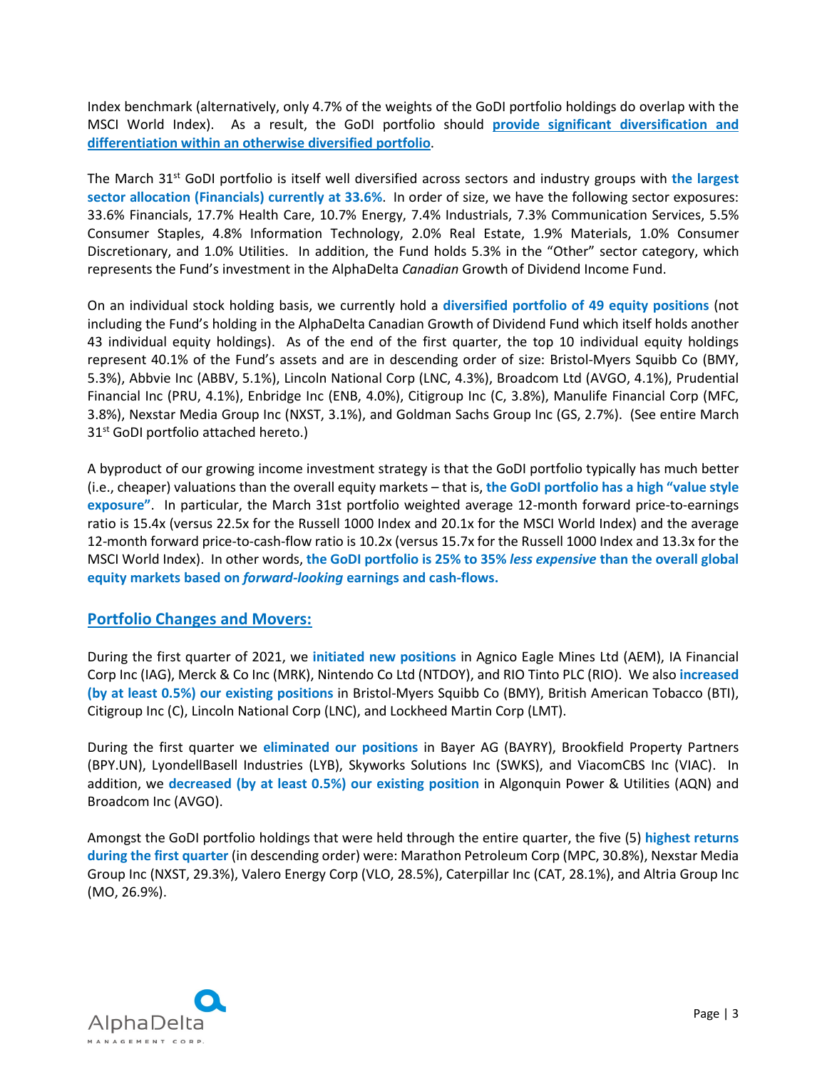Index benchmark (alternatively, only 4.7% of the weights of the GoDI portfolio holdings do overlap with the MSCI World Index). As a result, the GoDI portfolio should **provide significant diversification and differentiation within an otherwise diversified portfolio**.

The March 31st GoDI portfolio is itself well diversified across sectors and industry groups with **the largest sector allocation (Financials) currently at 33.6%**. In order of size, we have the following sector exposures: 33.6% Financials, 17.7% Health Care, 10.7% Energy, 7.4% Industrials, 7.3% Communication Services, 5.5% Consumer Staples, 4.8% Information Technology, 2.0% Real Estate, 1.9% Materials, 1.0% Consumer Discretionary, and 1.0% Utilities. In addition, the Fund holds 5.3% in the "Other" sector category, which represents the Fund's investment in the AlphaDelta *Canadian* Growth of Dividend Income Fund.

On an individual stock holding basis, we currently hold a **diversified portfolio of 49 equity positions** (not including the Fund's holding in the AlphaDelta Canadian Growth of Dividend Fund which itself holds another 43 individual equity holdings). As of the end of the first quarter, the top 10 individual equity holdings represent 40.1% of the Fund's assets and are in descending order of size: Bristol-Myers Squibb Co (BMY, 5.3%), Abbvie Inc (ABBV, 5.1%), Lincoln National Corp (LNC, 4.3%), Broadcom Ltd (AVGO, 4.1%), Prudential Financial Inc (PRU, 4.1%), Enbridge Inc (ENB, 4.0%), Citigroup Inc (C, 3.8%), Manulife Financial Corp (MFC, 3.8%), Nexstar Media Group Inc (NXST, 3.1%), and Goldman Sachs Group Inc (GS, 2.7%). (See entire March 31st GoDI portfolio attached hereto.)

A byproduct of our growing income investment strategy is that the GoDI portfolio typically has much better (i.e., cheaper) valuations than the overall equity markets – that is, **the GoDI portfolio has a high "value style exposure"**. In particular, the March 31st portfolio weighted average 12-month forward price-to-earnings ratio is 15.4x (versus 22.5x for the Russell 1000 Index and 20.1x for the MSCI World Index) and the average 12-month forward price-to-cash-flow ratio is 10.2x (versus 15.7x for the Russell 1000 Index and 13.3x for the MSCI World Index). In other words, **the GoDI portfolio is 25% to 35% *less expensive* than the overall global equity markets based on *forward-looking* earnings and cash-flows.**

## Portfolio Changes and Movers:

During the first quarter of 2021, we **initiated new positions** in Agnico Eagle Mines Ltd (AEM), IA Financial Corp Inc (IAG), Merck & Co Inc (MRK), Nintendo Co Ltd (NTDOY), and RIO Tinto PLC (RIO). We also **increased (by at least 0.5%) our existing positions** in Bristol-Myers Squibb Co (BMY), British American Tobacco (BTI), Citigroup Inc (C), Lincoln National Corp (LNC), and Lockheed Martin Corp (LMT).

During the first quarter we **eliminated our positions** in Bayer AG (BAYRY), Brookfield Property Partners (BPY.UN), LyondellBasell Industries (LYB), Skyworks Solutions Inc (SWKS), and ViacomCBS Inc (VIAC). In addition, we **decreased (by at least 0.5%) our existing position** in Algonquin Power & Utilities (AQN) and Broadcom Inc (AVGO).

Amongst the GoDI portfolio holdings that were held through the entire quarter, the five (5) **highest returns during the first quarter** (in descending order) were: Marathon Petroleum Corp (MPC, 30.8%), Nexstar Media Group Inc (NXST, 29.3%), Valero Energy Corp (VLO, 28.5%), Caterpillar Inc (CAT, 28.1%), and Altria Group Inc (MO, 26.9%).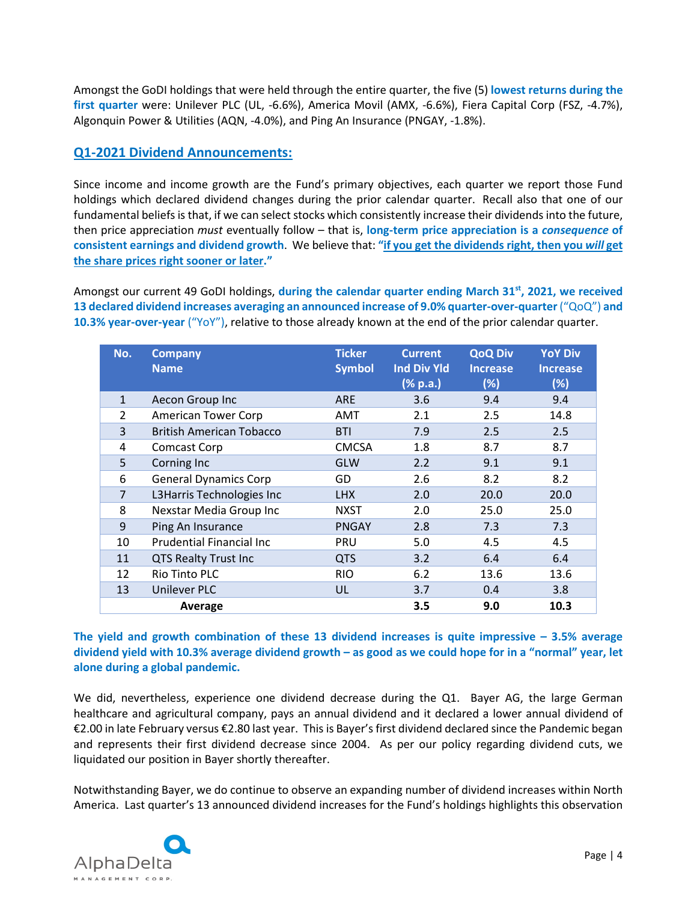Amongst the GoDI holdings that were held through the entire quarter, the five (5) **lowest returns during the first quarter** were: Unilever PLC (UL, -6.6%), America Movil (AMX, -6.6%), Fiera Capital Corp (FSZ, -4.7%), Algonquin Power & Utilities (AQN, -4.0%), and Ping An Insurance (PNGAY, -1.8%).

## Q1-2021 Dividend Announcements:

Since income and income growth are the Fund's primary objectives, each quarter we report those Fund holdings which declared dividend changes during the prior calendar quarter. Recall also that one of our fundamental beliefs is that, if we can select stocks which consistently increase their dividends into the future, then price appreciation *must* eventually follow – that is, **long-term price appreciation is a *consequence* of consistent earnings and dividend growth**. We believe that: **"if you get the dividends right, then you *will* get the share prices right sooner or later."**

Amongst our current 49 GoDI holdings, **during the calendar quarter ending March 31st, 2021, we received 13 declared dividend increases averaging an announced increase of 9.0% quarter-over-quarter** ("QoQ") **and 10.3% year-over-year** ("YoY"), relative to those already known at the end of the prior calendar quarter.

| No. | Company Name | Ticker Symbol | Current Ind Div Yld (% p.a.) | QoQ Div Increase (%) | YoY Div Increase (%) |
|---|---|---|---|---|---|
| 1 | Aecon Group Inc | ARE | 3.6 | 9.4 | 9.4 |
| 2 | American Tower Corp | AMT | 2.1 | 2.5 | 14.8 |
| 3 | British American Tobacco | BTI | 7.9 | 2.5 | 2.5 |
| 4 | Comcast Corp | CMCSA | 1.8 | 8.7 | 8.7 |
| 5 | Corning Inc | GLW | 2.2 | 9.1 | 9.1 |
| 6 | General Dynamics Corp | GD | 2.6 | 8.2 | 8.2 |
| 7 | L3Harris Technologies Inc | LHX | 2.0 | 20.0 | 20.0 |
| 8 | Nexstar Media Group Inc | NXST | 2.0 | 25.0 | 25.0 |
| 9 | Ping An Insurance | PNGAY | 2.8 | 7.3 | 7.3 |
| 10 | Prudential Financial Inc | PRU | 5.0 | 4.5 | 4.5 |
| 11 | QTS Realty Trust Inc | QTS | 3.2 | 6.4 | 6.4 |
| 12 | Rio Tinto PLC | RIO | 6.2 | 13.6 | 13.6 |
| 13 | Unilever PLC | UL | 3.7 | 0.4 | 3.8 |
| | **Average** | | **3.5** | **9.0** | **10.3** |

**The yield and growth combination of these 13 dividend increases is quite impressive – 3.5% average dividend yield with 10.3% average dividend growth – as good as we could hope for in a "normal" year, let alone during a global pandemic.**

We did, nevertheless, experience one dividend decrease during the Q1. Bayer AG, the large German healthcare and agricultural company, pays an annual dividend and it declared a lower annual dividend of €2.00 in late February versus €2.80 last year. This is Bayer's first dividend declared since the Pandemic began and represents their first dividend decrease since 2004. As per our policy regarding dividend cuts, we liquidated our position in Bayer shortly thereafter.

Notwithstanding Bayer, we do continue to observe an expanding number of dividend increases within North America. Last quarter's 13 announced dividend increases for the Fund's holdings highlights this observation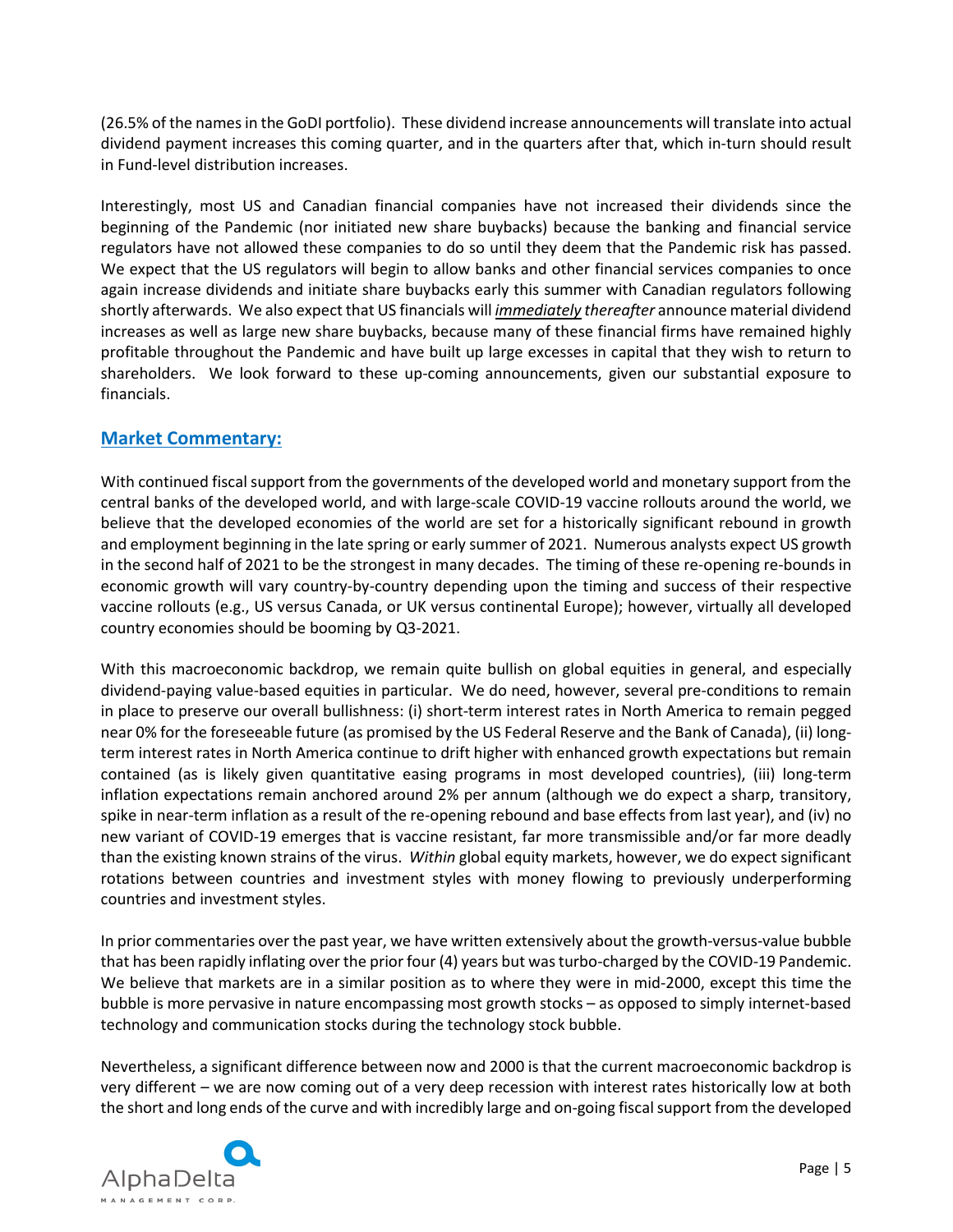(26.5% of the names in the GoDI portfolio). These dividend increase announcements will translate into actual dividend payment increases this coming quarter, and in the quarters after that, which in-turn should result in Fund-level distribution increases.

Interestingly, most US and Canadian financial companies have not increased their dividends since the beginning of the Pandemic (nor initiated new share buybacks) because the banking and financial service regulators have not allowed these companies to do so until they deem that the Pandemic risk has passed. We expect that the US regulators will begin to allow banks and other financial services companies to once again increase dividends and initiate share buybacks early this summer with Canadian regulators following shortly afterwards. We also expect that US financials will ***immediately*** ***thereafter*** announce material dividend increases as well as large new share buybacks, because many of these financial firms have remained highly profitable throughout the Pandemic and have built up large excesses in capital that they wish to return to shareholders. We look forward to these up-coming announcements, given our substantial exposure to financials.

## Market Commentary:

With continued fiscal support from the governments of the developed world and monetary support from the central banks of the developed world, and with large-scale COVID-19 vaccine rollouts around the world, we believe that the developed economies of the world are set for a historically significant rebound in growth and employment beginning in the late spring or early summer of 2021. Numerous analysts expect US growth in the second half of 2021 to be the strongest in many decades. The timing of these re-opening re-bounds in economic growth will vary country-by-country depending upon the timing and success of their respective vaccine rollouts (e.g., US versus Canada, or UK versus continental Europe); however, virtually all developed country economies should be booming by Q3-2021.

With this macroeconomic backdrop, we remain quite bullish on global equities in general, and especially dividend-paying value-based equities in particular. We do need, however, several pre-conditions to remain in place to preserve our overall bullishness: (i) short-term interest rates in North America to remain pegged near 0% for the foreseeable future (as promised by the US Federal Reserve and the Bank of Canada), (ii) long-term interest rates in North America continue to drift higher with enhanced growth expectations but remain contained (as is likely given quantitative easing programs in most developed countries), (iii) long-term inflation expectations remain anchored around 2% per annum (although we do expect a sharp, transitory, spike in near-term inflation as a result of the re-opening rebound and base effects from last year), and (iv) no new variant of COVID-19 emerges that is vaccine resistant, far more transmissible and/or far more deadly than the existing known strains of the virus. *Within* global equity markets, however, we do expect significant rotations between countries and investment styles with money flowing to previously underperforming countries and investment styles.

In prior commentaries over the past year, we have written extensively about the growth-versus-value bubble that has been rapidly inflating over the prior four (4) years but was turbo-charged by the COVID-19 Pandemic. We believe that markets are in a similar position as to where they were in mid-2000, except this time the bubble is more pervasive in nature encompassing most growth stocks – as opposed to simply internet-based technology and communication stocks during the technology stock bubble.

Nevertheless, a significant difference between now and 2000 is that the current macroeconomic backdrop is very different – we are now coming out of a very deep recession with interest rates historically low at both the short and long ends of the curve and with incredibly large and on-going fiscal support from the developed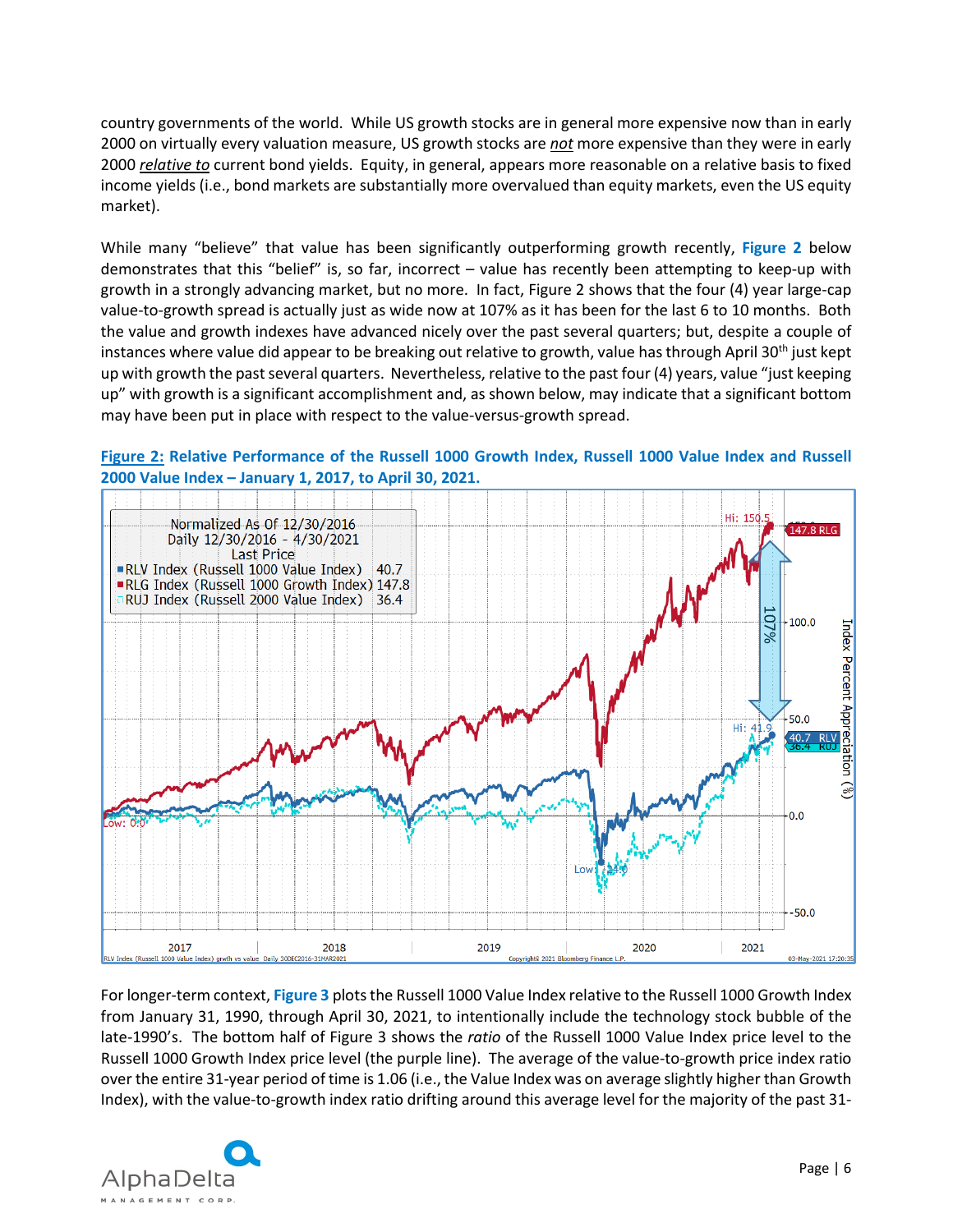country governments of the world. While US growth stocks are in general more expensive now than in early 2000 on virtually every valuation measure, US growth stocks are *not* more expensive than they were in early 2000 *relative to* current bond yields. Equity, in general, appears more reasonable on a relative basis to fixed income yields (i.e., bond markets are substantially more overvalued than equity markets, even the US equity market).

While many "believe" that value has been significantly outperforming growth recently, **Figure 2** below demonstrates that this "belief" is, so far, incorrect – value has recently been attempting to keep-up with growth in a strongly advancing market, but no more. In fact, Figure 2 shows that the four (4) year large-cap value-to-growth spread is actually just as wide now at 107% as it has been for the last 6 to 10 months. Both the value and growth indexes have advanced nicely over the past several quarters; but, despite a couple of instances where value did appear to be breaking out relative to growth, value has through April 30th just kept up with growth the past several quarters. Nevertheless, relative to the past four (4) years, value "just keeping up" with growth is a significant accomplishment and, as shown below, may indicate that a significant bottom may have been put in place with respect to the value-versus-growth spread.

**Figure 2: Relative Performance of the Russell 1000 Growth Index, Russell 1000 Value Index and Russell 2000 Value Index – January 1, 2017, to April 30, 2021.**

For longer-term context, **Figure 3** plots the Russell 1000 Value Index relative to the Russell 1000 Growth Index from January 31, 1990, through April 30, 2021, to intentionally include the technology stock bubble of the late-1990's. The bottom half of Figure 3 shows the *ratio* of the Russell 1000 Value Index price level to the Russell 1000 Growth Index price level (the purple line). The average of the value-to-growth price index ratio over the entire 31-year period of time is 1.06 (i.e., the Value Index was on average slightly higher than Growth Index), with the value-to-growth index ratio drifting around this average level for the majority of the past 31-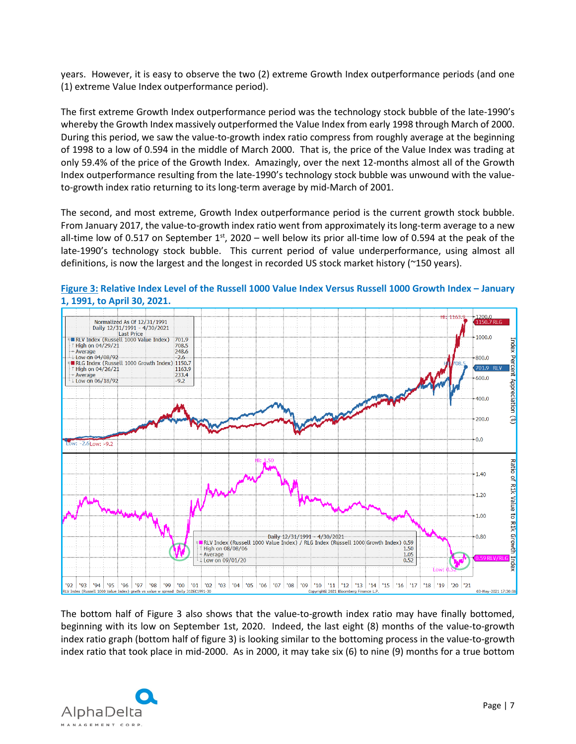years. However, it is easy to observe the two (2) extreme Growth Index outperformance periods (and one (1) extreme Value Index outperformance period).

The first extreme Growth Index outperformance period was the technology stock bubble of the late-1990's whereby the Growth Index massively outperformed the Value Index from early 1998 through March of 2000. During this period, we saw the value-to-growth index ratio compress from roughly average at the beginning of 1998 to a low of 0.594 in the middle of March 2000. That is, the price of the Value Index was trading at only 59.4% of the price of the Growth Index. Amazingly, over the next 12-months almost all of the Growth Index outperformance resulting from the late-1990's technology stock bubble was unwound with the value-to-growth index ratio returning to its long-term average by mid-March of 2001.

The second, and most extreme, Growth Index outperformance period is the current growth stock bubble. From January 2017, the value-to-growth index ratio went from approximately its long-term average to a new all-time low of 0.517 on September 1st, 2020 – well below its prior all-time low of 0.594 at the peak of the late-1990's technology stock bubble. This current period of value underperformance, using almost all definitions, is now the largest and the longest in recorded US stock market history (~150 years).

**Figure 3: Relative Index Level of the Russell 1000 Value Index Versus Russell 1000 Growth Index – January 1, 1991, to April 30, 2021.**

The bottom half of Figure 3 also shows that the value-to-growth index ratio may have finally bottomed, beginning with its low on September 1st, 2020. Indeed, the last eight (8) months of the value-to-growth index ratio graph (bottom half of figure 3) is looking similar to the bottoming process in the value-to-growth index ratio that took place in mid-2000. As in 2000, it may take six (6) to nine (9) months for a true bottom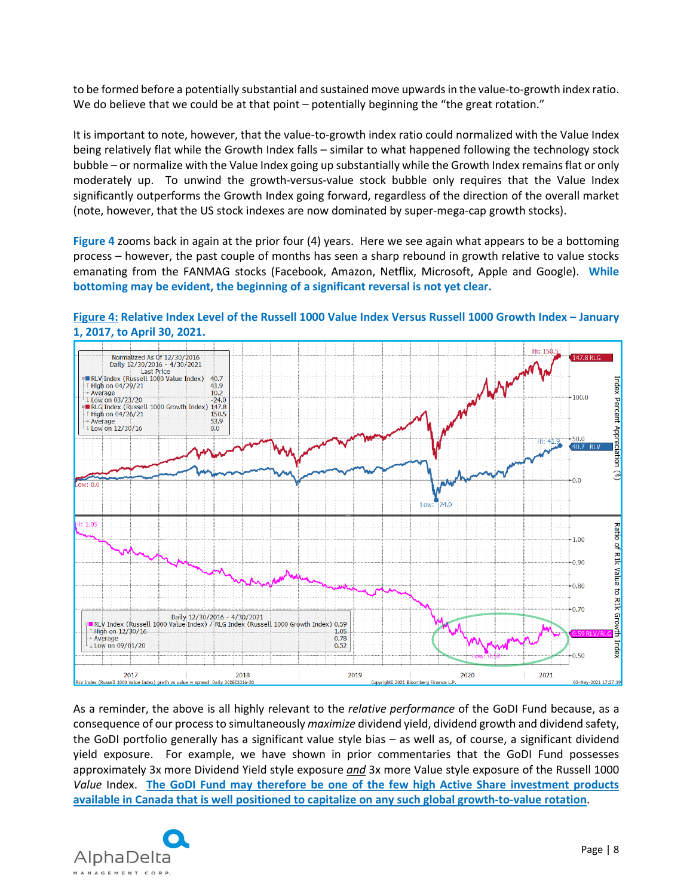to be formed before a potentially substantial and sustained move upwards in the value-to-growth index ratio. We do believe that we could be at that point – potentially beginning the "the great rotation."

It is important to note, however, that the value-to-growth index ratio could normalized with the Value Index being relatively flat while the Growth Index falls – similar to what happened following the technology stock bubble – or normalize with the Value Index going up substantially while the Growth Index remains flat or only moderately up. To unwind the growth-versus-value stock bubble only requires that the Value Index significantly outperforms the Growth Index going forward, regardless of the direction of the overall market (note, however, that the US stock indexes are now dominated by super-mega-cap growth stocks).

**Figure 4** zooms back in again at the prior four (4) years. Here we see again what appears to be a bottoming process – however, the past couple of months has seen a sharp rebound in growth relative to value stocks emanating from the FANMAG stocks (Facebook, Amazon, Netflix, Microsoft, Apple and Google). **While bottoming may be evident, the beginning of a significant reversal is not yet clear.**

**Figure 4: Relative Index Level of the Russell 1000 Value Index Versus Russell 1000 Growth Index – January 1, 2017, to April 30, 2021.**

As a reminder, the above is all highly relevant to the *relative performance* of the GoDI Fund because, as a consequence of our process to simultaneously *maximize* dividend yield, dividend growth and dividend safety, the GoDI portfolio generally has a significant value style bias – as well as, of course, a significant dividend yield exposure. For example, we have shown in prior commentaries that the GoDI Fund possesses approximately 3x more Dividend Yield style exposure *and* 3x more Value style exposure of the Russell 1000 *Value* Index. **The GoDI Fund may therefore be one of the few high Active Share investment products available in Canada that is well positioned to capitalize on any such global growth-to-value rotation**.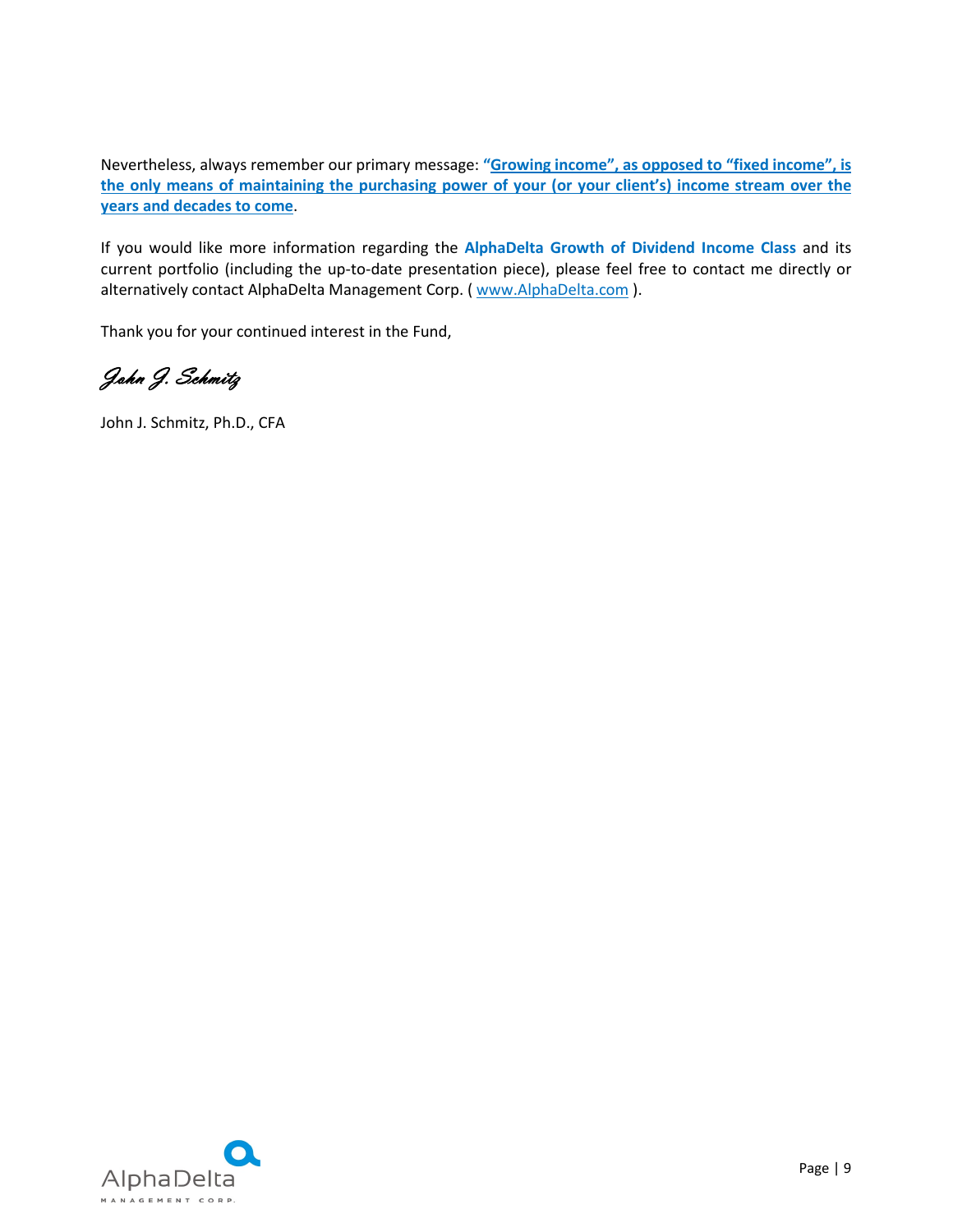Nevertheless, always remember our primary message: **"Growing income", as opposed to "fixed income", is the only means of maintaining the purchasing power of your (or your client's) income stream over the years and decades to come**.

If you would like more information regarding the **AlphaDelta Growth of Dividend Income Class** and its current portfolio (including the up-to-date presentation piece), please feel free to contact me directly or alternatively contact AlphaDelta Management Corp. ( www.AlphaDelta.com ).

Thank you for your continued interest in the Fund,

*John J. Schmitz*

John J. Schmitz, Ph.D., CFA